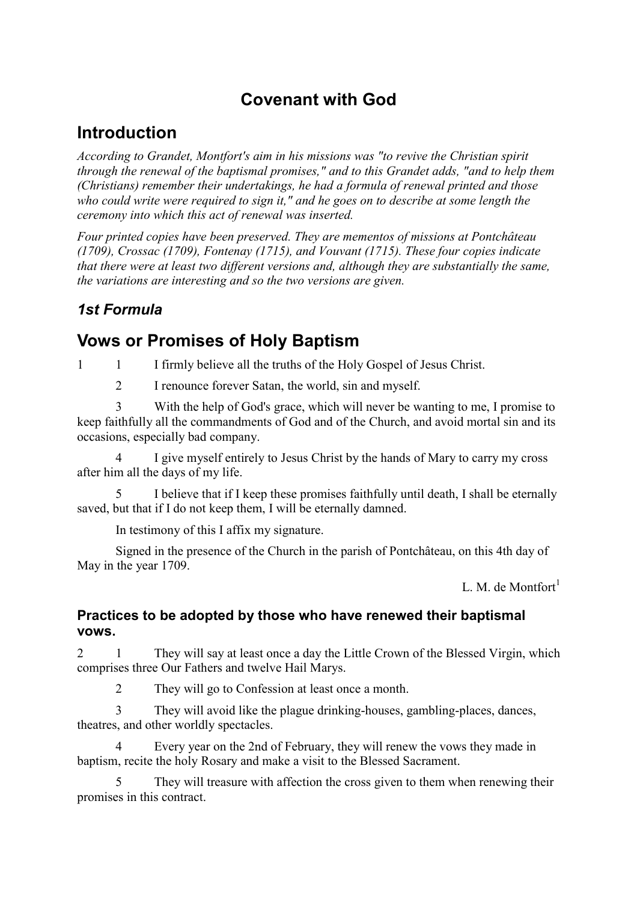# Covenant with God

## Introduction

*According to Grandet, Montfort's aim in his missions was "to revive the Christian spirit through the renewal of the baptismal promises," and to this Grandet adds, "and to help them (Christians) remember their undertakings, he had a formula of renewal printed and those who could write were required to sign it," and he goes on to describe at some length the ceremony into which this act of renewal was inserted.*

*Four printed copies have been preserved. They are mementos of missions at Pontchâteau (1709), Crossac (1709), Fontenay (1715), and Vouvant (1715). These four copies indicate that there were at least two different versions and, although they are substantially the same, the variations are interesting and so the two versions are given.*

### *1st Formula*

## Vows or Promises of Holy Baptism

1 1 I firmly believe all the truths of the Holy Gospel of Jesus Christ.

2 I renounce forever Satan, the world, sin and myself.

3 With the help of God's grace, which will never be wanting to me, I promise to keep faithfully all the commandments of God and of the Church, and avoid mortal sin and its occasions, especially bad company.

4 I give myself entirely to Jesus Christ by the hands of Mary to carry my cross after him all the days of my life.

5 I believe that if I keep these promises faithfully until death, I shall be eternally saved, but that if I do not keep them, I will be eternally damned.

In testimony of this I affix my signature.

Signed in the presence of the Church in the parish of Pontchâteau, on this 4th day of May in the year 1709.

L. M. de Montfort[1]

#### Practices to be adopted by those who have renewed their baptismal vows.

2 1 They will say at least once a day the Little Crown of the Blessed Virgin, which comprises three Our Fathers and twelve Hail Marys.

2 They will go to Confession at least once a month.

3 They will avoid like the plague drinking-houses, gambling-places, dances, theatres, and other worldly spectacles.

4 Every year on the 2nd of February, they will renew the vows they made in baptism, recite the holy Rosary and make a visit to the Blessed Sacrament.

5 They will treasure with affection the cross given to them when renewing their promises in this contract.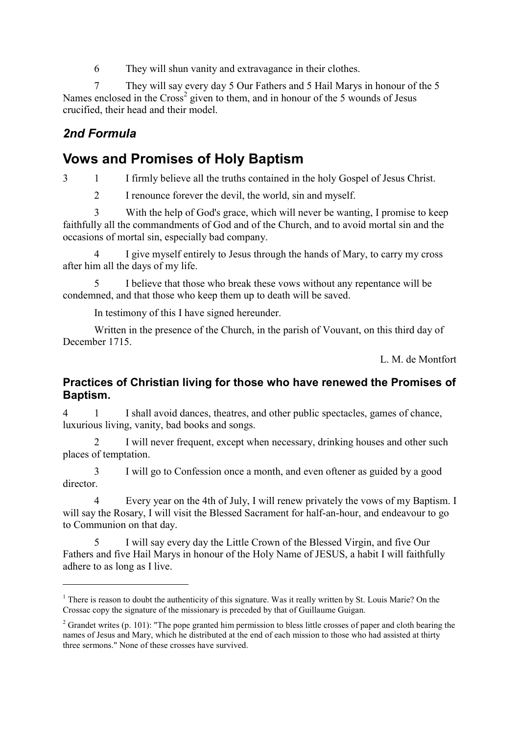6 They will shun vanity and extravagance in their clothes.

7 They will say every day 5 Our Fathers and 5 Hail Marys in honour of the 5 Names enclosed in the Cross[2] given to them, and in honour of the 5 wounds of Jesus crucified, their head and their model.

### *2nd Formula*

## Vows and Promises of Holy Baptism

3 1 I firmly believe all the truths contained in the holy Gospel of Jesus Christ.

2 I renounce forever the devil, the world, sin and myself.

3 With the help of God's grace, which will never be wanting, I promise to keep faithfully all the commandments of God and of the Church, and to avoid mortal sin and the occasions of mortal sin, especially bad company.

4 I give myself entirely to Jesus through the hands of Mary, to carry my cross after him all the days of my life.

5 I believe that those who break these vows without any repentance will be condemned, and that those who keep them up to death will be saved.

In testimony of this I have signed hereunder.

Written in the presence of the Church, in the parish of Vouvant, on this third day of December 1715.

L. M. de Montfort

### Practices of Christian living for those who have renewed the Promises of Baptism.

4 1 I shall avoid dances, theatres, and other public spectacles, games of chance, luxurious living, vanity, bad books and songs.

2 I will never frequent, except when necessary, drinking houses and other such places of temptation.

3 I will go to Confession once a month, and even oftener as guided by a good director.

4 Every year on the 4th of July, I will renew privately the vows of my Baptism. I will say the Rosary, I will visit the Blessed Sacrament for half-an-hour, and endeavour to go to Communion on that day.

5 I will say every day the Little Crown of the Blessed Virgin, and five Our Fathers and five Hail Marys in honour of the Holy Name of JESUS, a habit I will faithfully adhere to as long as I live.

---

[1] There is reason to doubt the authenticity of this signature. Was it really written by St. Louis Marie? On the Crossac copy the signature of the missionary is preceded by that of Guillaume Guigan.

[2] Grandet writes (p. 101): "The pope granted him permission to bless little crosses of paper and cloth bearing the names of Jesus and Mary, which he distributed at the end of each mission to those who had assisted at thirty three sermons." None of these crosses have survived.